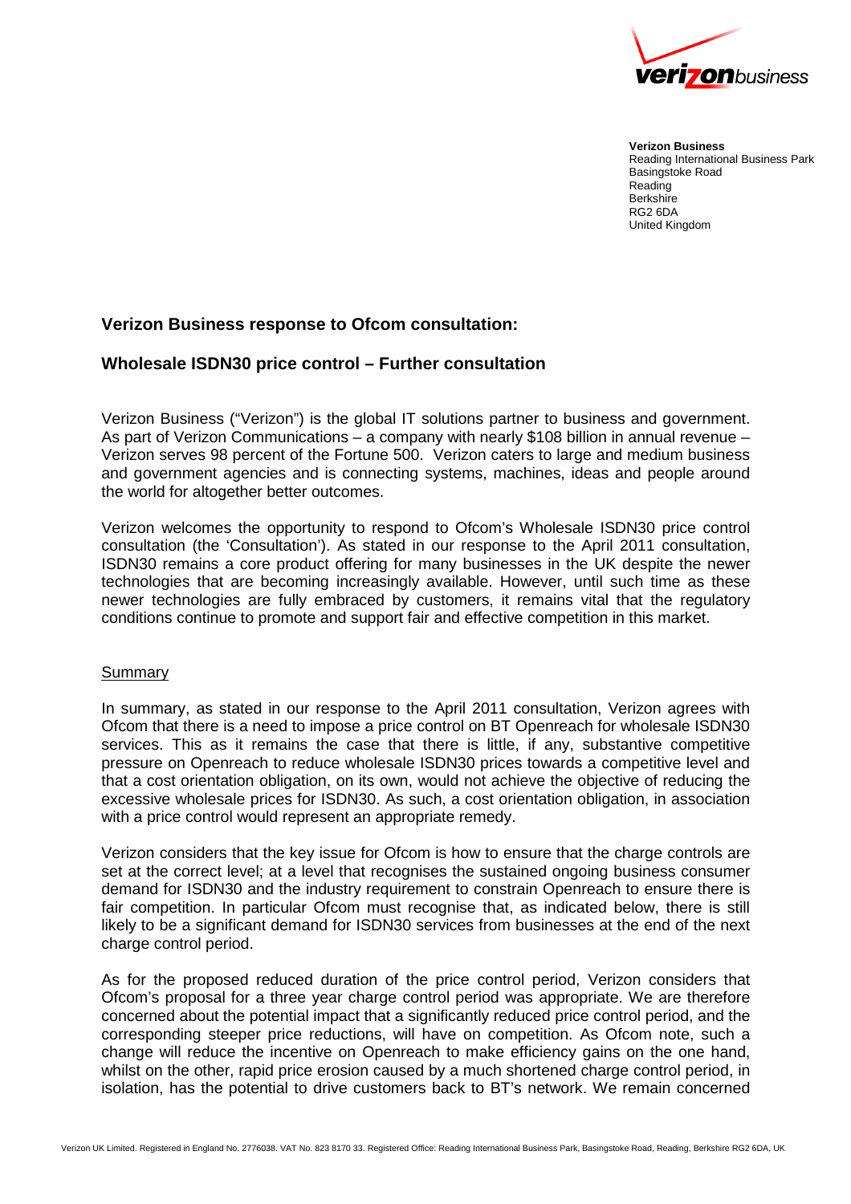**Verizon Business**
Reading International Business Park
Basingstoke Road
Reading
Berkshire
RG2 6DA
United Kingdom

## Verizon Business response to Ofcom consultation:

## Wholesale ISDN30 price control – Further consultation

Verizon Business ("Verizon") is the global IT solutions partner to business and government. As part of Verizon Communications – a company with nearly $108 billion in annual revenue – Verizon serves 98 percent of the Fortune 500. Verizon caters to large and medium business and government agencies and is connecting systems, machines, ideas and people around the world for altogether better outcomes.

Verizon welcomes the opportunity to respond to Ofcom's Wholesale ISDN30 price control consultation (the 'Consultation'). As stated in our response to the April 2011 consultation, ISDN30 remains a core product offering for many businesses in the UK despite the newer technologies that are becoming increasingly available. However, until such time as these newer technologies are fully embraced by customers, it remains vital that the regulatory conditions continue to promote and support fair and effective competition in this market.

### Summary

In summary, as stated in our response to the April 2011 consultation, Verizon agrees with Ofcom that there is a need to impose a price control on BT Openreach for wholesale ISDN30 services. This as it remains the case that there is little, if any, substantive competitive pressure on Openreach to reduce wholesale ISDN30 prices towards a competitive level and that a cost orientation obligation, on its own, would not achieve the objective of reducing the excessive wholesale prices for ISDN30. As such, a cost orientation obligation, in association with a price control would represent an appropriate remedy.

Verizon considers that the key issue for Ofcom is how to ensure that the charge controls are set at the correct level; at a level that recognises the sustained ongoing business consumer demand for ISDN30 and the industry requirement to constrain Openreach to ensure there is fair competition. In particular Ofcom must recognise that, as indicated below, there is still likely to be a significant demand for ISDN30 services from businesses at the end of the next charge control period.

As for the proposed reduced duration of the price control period, Verizon considers that Ofcom's proposal for a three year charge control period was appropriate. We are therefore concerned about the potential impact that a significantly reduced price control period, and the corresponding steeper price reductions, will have on competition. As Ofcom note, such a change will reduce the incentive on Openreach to make efficiency gains on the one hand, whilst on the other, rapid price erosion caused by a much shortened charge control period, in isolation, has the potential to drive customers back to BT's network. We remain concerned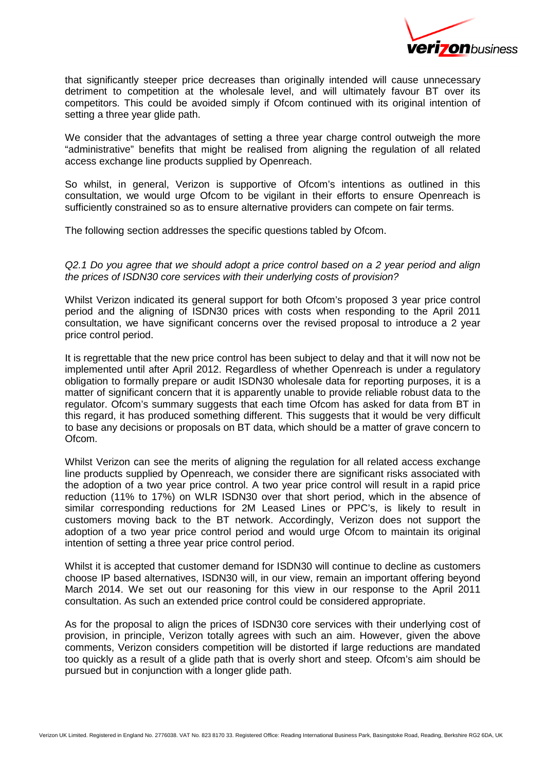that significantly steeper price decreases than originally intended will cause unnecessary detriment to competition at the wholesale level, and will ultimately favour BT over its competitors. This could be avoided simply if Ofcom continued with its original intention of setting a three year glide path.

We consider that the advantages of setting a three year charge control outweigh the more "administrative" benefits that might be realised from aligning the regulation of all related access exchange line products supplied by Openreach.

So whilst, in general, Verizon is supportive of Ofcom's intentions as outlined in this consultation, we would urge Ofcom to be vigilant in their efforts to ensure Openreach is sufficiently constrained so as to ensure alternative providers can compete on fair terms.

The following section addresses the specific questions tabled by Ofcom.

*Q2.1 Do you agree that we should adopt a price control based on a 2 year period and align the prices of ISDN30 core services with their underlying costs of provision?*

Whilst Verizon indicated its general support for both Ofcom's proposed 3 year price control period and the aligning of ISDN30 prices with costs when responding to the April 2011 consultation, we have significant concerns over the revised proposal to introduce a 2 year price control period.

It is regrettable that the new price control has been subject to delay and that it will now not be implemented until after April 2012. Regardless of whether Openreach is under a regulatory obligation to formally prepare or audit ISDN30 wholesale data for reporting purposes, it is a matter of significant concern that it is apparently unable to provide reliable robust data to the regulator. Ofcom's summary suggests that each time Ofcom has asked for data from BT in this regard, it has produced something different. This suggests that it would be very difficult to base any decisions or proposals on BT data, which should be a matter of grave concern to Ofcom.

Whilst Verizon can see the merits of aligning the regulation for all related access exchange line products supplied by Openreach, we consider there are significant risks associated with the adoption of a two year price control. A two year price control will result in a rapid price reduction (11% to 17%) on WLR ISDN30 over that short period, which in the absence of similar corresponding reductions for 2M Leased Lines or PPC's, is likely to result in customers moving back to the BT network. Accordingly, Verizon does not support the adoption of a two year price control period and would urge Ofcom to maintain its original intention of setting a three year price control period.

Whilst it is accepted that customer demand for ISDN30 will continue to decline as customers choose IP based alternatives, ISDN30 will, in our view, remain an important offering beyond March 2014. We set out our reasoning for this view in our response to the April 2011 consultation. As such an extended price control could be considered appropriate.

As for the proposal to align the prices of ISDN30 core services with their underlying cost of provision, in principle, Verizon totally agrees with such an aim. However, given the above comments, Verizon considers competition will be distorted if large reductions are mandated too quickly as a result of a glide path that is overly short and steep. Ofcom's aim should be pursued but in conjunction with a longer glide path.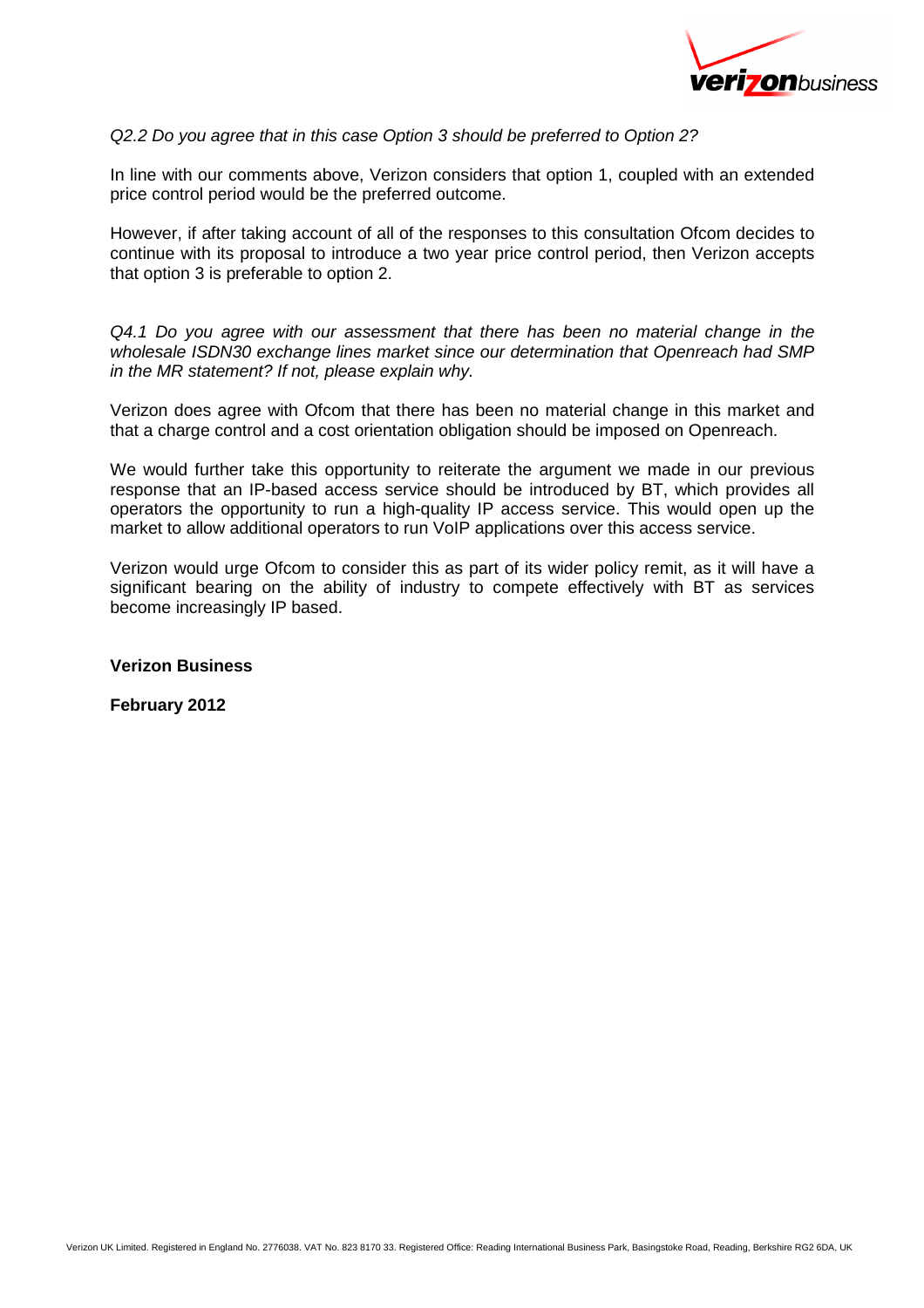*Q2.2 Do you agree that in this case Option 3 should be preferred to Option 2?*

In line with our comments above, Verizon considers that option 1, coupled with an extended price control period would be the preferred outcome.

However, if after taking account of all of the responses to this consultation Ofcom decides to continue with its proposal to introduce a two year price control period, then Verizon accepts that option 3 is preferable to option 2.

*Q4.1 Do you agree with our assessment that there has been no material change in the wholesale ISDN30 exchange lines market since our determination that Openreach had SMP in the MR statement? If not, please explain why.*

Verizon does agree with Ofcom that there has been no material change in this market and that a charge control and a cost orientation obligation should be imposed on Openreach.

We would further take this opportunity to reiterate the argument we made in our previous response that an IP-based access service should be introduced by BT, which provides all operators the opportunity to run a high-quality IP access service. This would open up the market to allow additional operators to run VoIP applications over this access service.

Verizon would urge Ofcom to consider this as part of its wider policy remit, as it will have a significant bearing on the ability of industry to compete effectively with BT as services become increasingly IP based.

**Verizon Business**

**February 2012**